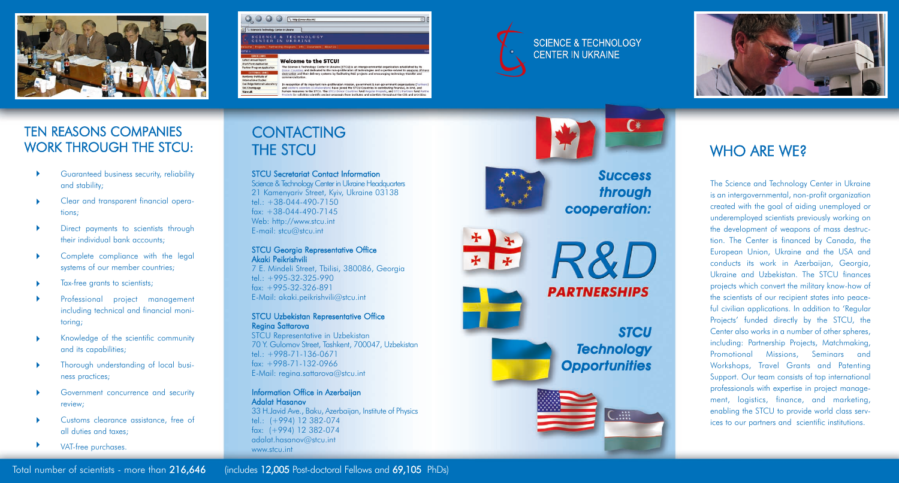SCIENCE & TECHNOLOGY CENTER IN UKRAINE

## TEN REASONS COMPANIES WORK THROUGH THE STCU:

- Guaranteed business security, reliability and stability;
- Clear and transparent financial operations;
- Direct payments to scientists through their individual bank accounts;
- Complete compliance with the legal systems of our member countries;
- Tax-free grants to scientists;
- Professional project management including technical and financial monitoring;
- Knowledge of the scientific community and its capabilities;
- Thorough understanding of local business practices;
- Government concurrence and security review;
- Customs clearance assistance, free of all duties and taxes;
- VAT-free purchases.

## CONTACTING THE STCU

### STCU Secretariat Contact Information

Science & Technology Center in Ukraine Headquarters
21 Kamenyariv Street, Kyiv, Ukraine 03138
tel.: +38-044-490-7150
fax: +38-044-490-7145
Web: http://www.stcu.int
E-mail: stcu@stcu.int

### STCU Georgia Representative Office
**Akaki Peikrishvili**

7 E. Mindeli Street, Tbilisi, 380086, Georgia
tel.: +995-32-325-990
fax: +995-32-326-891
E-Mail: akaki.peikrishvili@stcu.int

### STCU Uzbekistan Representative Office
**Regina Sattarova**

STCU Representative in Uzbekistan
70 Y. Gulomov Street, Tashkent, 700047, Uzbekistan
tel.: +998-71-136-0671
fax: +998-71-132-0966
E-Mail: regina.sattarova@stcu.int

### Information Office in Azerbaijan
**Adalat Hasanov**

33 H.Javid Ave., Baku, Azerbaijan, Institute of Physics
tel.: (+994) 12 382-074
fax: (+994) 12 382-074
adalat.hasanov@stcu.int
www.stcu.int

***Success through cooperation:***

# *R&D*
## *PARTNERSHIPS*

***STCU Technology Opportunities***

## WHO ARE WE?

The Science and Technology Center in Ukraine is an intergovernmental, non-profit organization created with the goal of aiding unemployed or underemployed scientists previously working on the development of weapons of mass destruction. The Center is financed by Canada, the European Union, Ukraine and the USA and conducts its work in Azerbaijan, Georgia, Ukraine and Uzbekistan. The STCU finances projects which convert the military know-how of the scientists of our recipient states into peaceful civilian applications. In addition to 'Regular Projects' funded directly by the STCU, the Center also works in a number of other spheres, including: Partnership Projects, Matchmaking, Promotional Missions, Seminars and Workshops, Travel Grants and Patenting Support. Our team consists of top international professionals with expertise in project management, logistics, finance, and marketing, enabling the STCU to provide world class services to our partners and scientific institutions.

Total number of scientists - more than **216,646** (includes **12,005** Post-doctoral Fellows and **69,105** PhDs)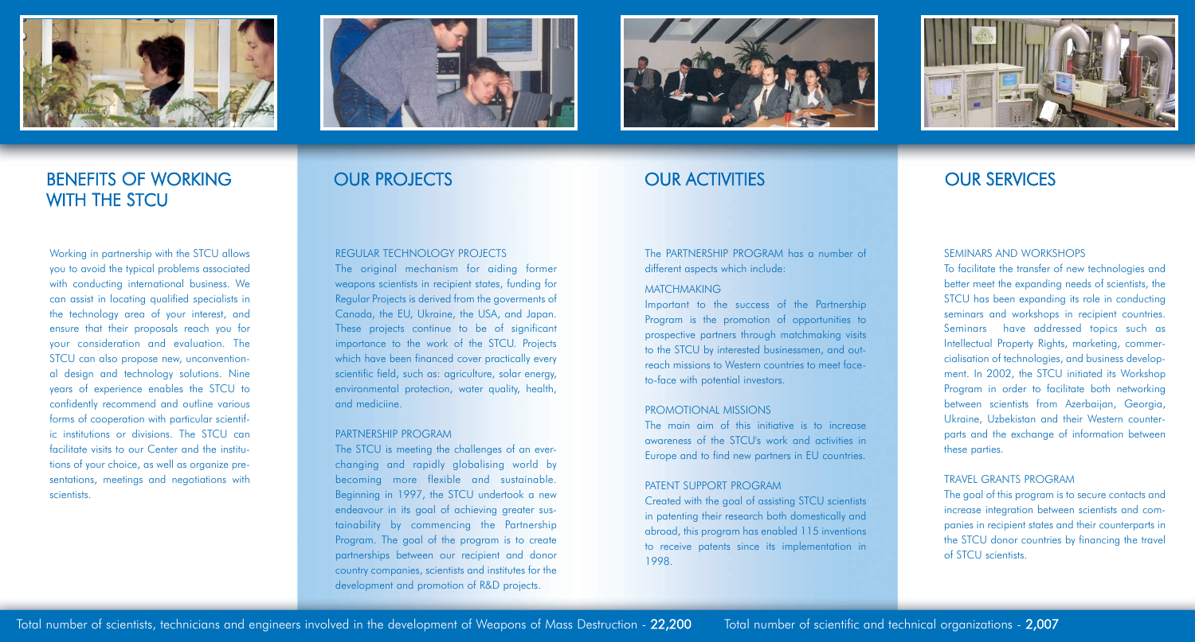## BENEFITS OF WORKING WITH THE STCU

Working in partnership with the STCU allows you to avoid the typical problems associated with conducting international business. We can assist in locating qualified specialists in the technology area of your interest, and ensure that their proposals reach you for your consideration and evaluation. The STCU can also propose new, unconventional design and technology solutions. Nine years of experience enables the STCU to confidently recommend and outline various forms of cooperation with particular scientific institutions or divisions. The STCU can facilitate visits to our Center and the institutions of your choice, as well as organize presentations, meetings and negotiations with scientists.

## OUR PROJECTS

### REGULAR TECHNOLOGY PROJECTS

The original mechanism for aiding former weapons scientists in recipient states, funding for Regular Projects is derived from the goverments of Canada, the EU, Ukraine, the USA, and Japan. These projects continue to be of significant importance to the work of the STCU. Projects which have been financed cover practically every scientific field, such as: agriculture, solar energy, environmental protection, water quality, health, and mediciine.

### PARTNERSHIP PROGRAM

The STCU is meeting the challenges of an ever-changing and rapidly globalising world by becoming more flexible and sustainable. Beginning in 1997, the STCU undertook a new endeavour in its goal of achieving greater sustainability by commencing the Partnership Program. The goal of the program is to create partnerships between our recipient and donor country companies, scientists and institutes for the development and promotion of R&D projects.

## OUR ACTIVITIES

The PARTNERSHIP PROGRAM has a number of different aspects which include:

### MATCHMAKING

Important to the success of the Partnership Program is the promotion of opportunities to prospective partners through matchmaking visits to the STCU by interested businessmen, and outreach missions to Western countries to meet face-to-face with potential investors.

### PROMOTIONAL MISSIONS

The main aim of this initiative is to increase awareness of the STCU's work and activities in Europe and to find new partners in EU countries.

### PATENT SUPPORT PROGRAM

Created with the goal of assisting STCU scientists in patenting their research both domestically and abroad, this program has enabled 115 inventions to receive patents since its implementation in 1998.

## OUR SERVICES

### SEMINARS AND WORKSHOPS

To facilitate the transfer of new technologies and better meet the expanding needs of scientists, the STCU has been expanding its role in conducting seminars and workshops in recipient countries. Seminars have addressed topics such as Intellectual Property Rights, marketing, commercialisation of technologies, and business development. In 2002, the STCU initiated its Workshop Program in order to facilitate both networking between scientists from Azerbaijan, Georgia, Ukraine, Uzbekistan and their Western counterparts and the exchange of information between these parties.

### TRAVEL GRANTS PROGRAM

The goal of this program is to secure contacts and increase integration between scientists and companies in recipient states and their counterparts in the STCU donor countries by financing the travel of STCU scientists.

Total number of scientists, technicians and engineers involved in the development of Weapons of Mass Destruction - **22,200** Total number of scientific and technical organizations - **2,007**